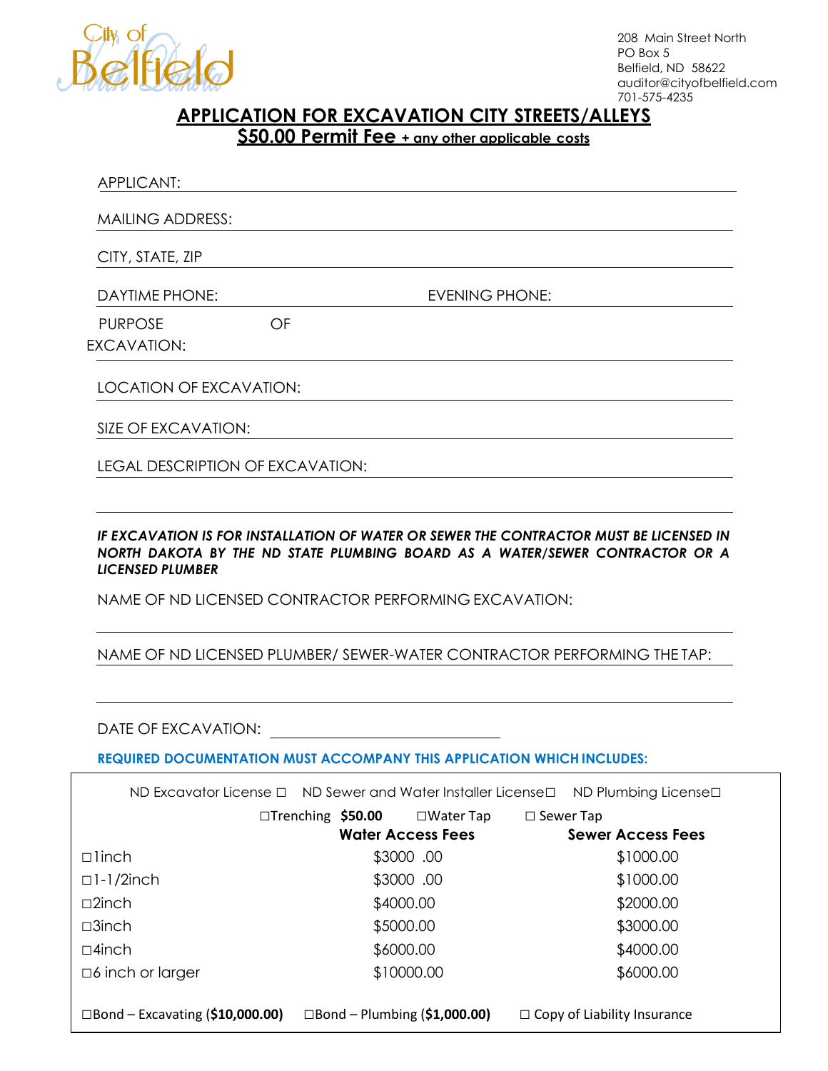City of Belfield

208 Main Street North
PO Box 5
Belfield, ND 58622
auditor@cityofbelfield.com
701-575-4235

# APPLICATION FOR EXCAVATION CITY STREETS/ALLEYS

## $50.00 Permit Fee + any other applicable costs

APPLICANT: ______________________________

MAILING ADDRESS: ______________________________

CITY, STATE, ZIP ______________________________

DAYTIME PHONE: ______________ EVENING PHONE: ______________

PURPOSE OF EXCAVATION: ______________________________

LOCATION OF EXCAVATION: ______________________________

SIZE OF EXCAVATION: ______________________________

LEGAL DESCRIPTION OF EXCAVATION: ______________________________

______________________________

***IF EXCAVATION IS FOR INSTALLATION OF WATER OR SEWER THE CONTRACTOR MUST BE LICENSED IN NORTH DAKOTA BY THE ND STATE PLUMBING BOARD AS A WATER/SEWER CONTRACTOR OR A LICENSED PLUMBER***

NAME OF ND LICENSED CONTRACTOR PERFORMING EXCAVATION:

______________________________

NAME OF ND LICENSED PLUMBER/ SEWER-WATER CONTRACTOR PERFORMING THE TAP:

______________________________

DATE OF EXCAVATION: ______________________________

**REQUIRED DOCUMENTATION MUST ACCOMPANY THIS APPLICATION WHICH INCLUDES:**

ND Excavator License ☐ ND Sewer and Water Installer License☐ ND Plumbing License☐

☐Trenching **$50.00** ☐Water Tap ☐ Sewer Tap

| | Water Access Fees | Sewer Access Fees |
|---|---|---|
| ☐1inch | $3000 .00 | $1000.00 |
| ☐1-1/2inch | $3000 .00 | $1000.00 |
| ☐2inch | $4000.00 | $2000.00 |
| ☐3inch | $5000.00 | $3000.00 |
| ☐4inch | $6000.00 | $4000.00 |
| ☐6 inch or larger | $10000.00 | $6000.00 |

☐Bond – Excavating (**$10,000.00**) ☐Bond – Plumbing (**$1,000.00**) ☐ Copy of Liability Insurance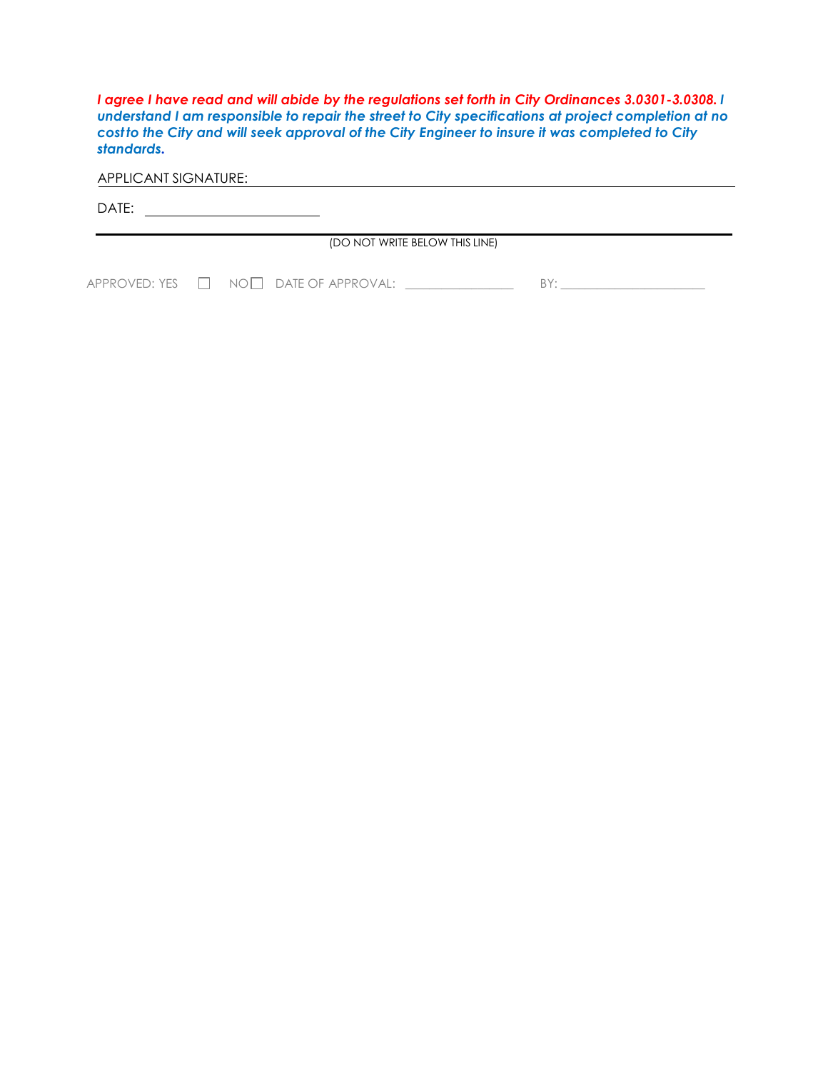***I agree I have read and will abide by the regulations set forth in City Ordinances 3.0301-3.0308. I understand I am responsible to repair the street to City specifications at project completion at no cost to the City and will seek approval of the City Engineer to insure it was completed to City standards.***

APPLICANT SIGNATURE: ______________________________

DATE: ____________________

---

(DO NOT WRITE BELOW THIS LINE)

APPROVED: YES ☐ NO ☐ DATE OF APPROVAL: ______________ BY: ____________________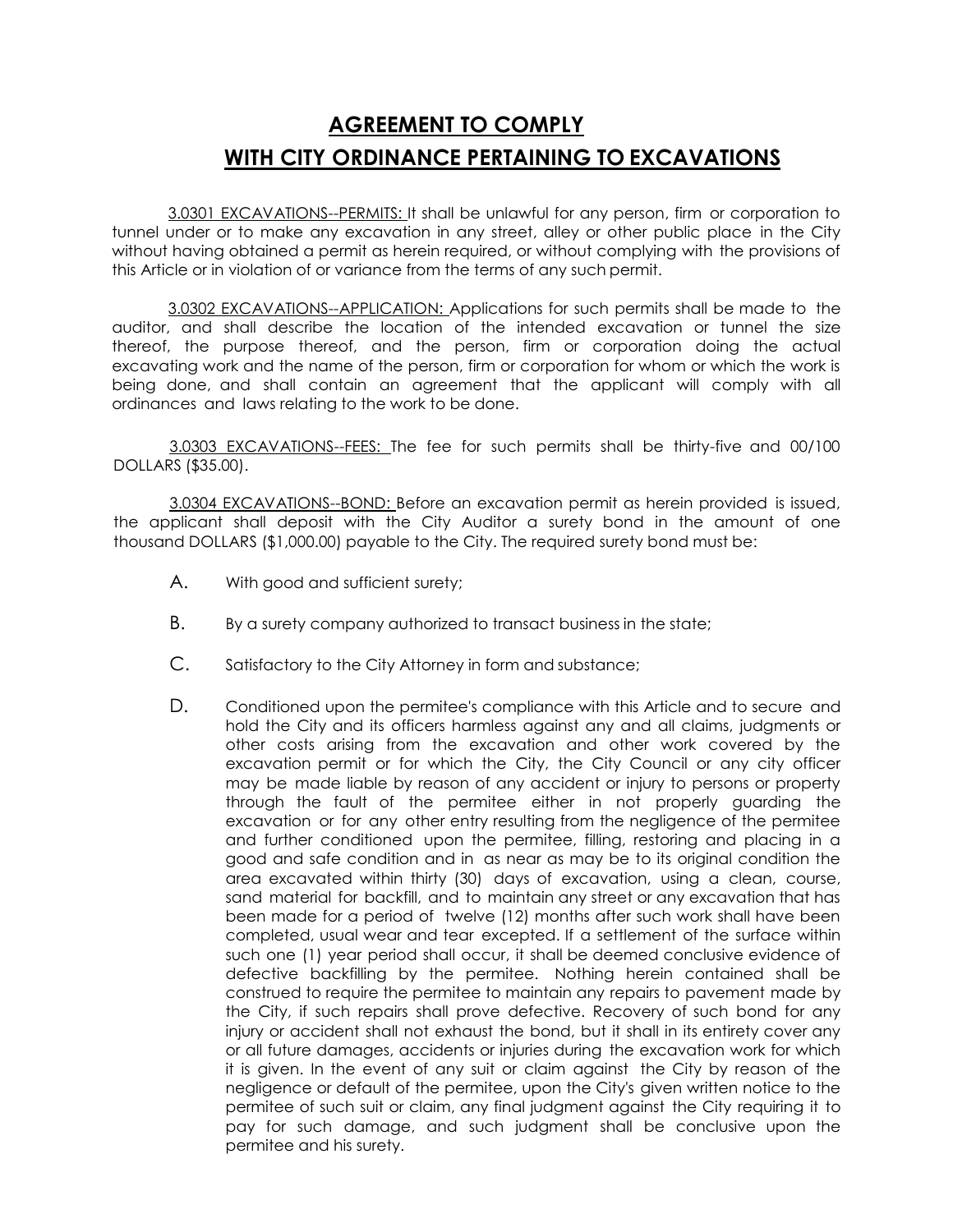# AGREEMENT TO COMPLY
# WITH CITY ORDINANCE PERTAINING TO EXCAVATIONS

3.0301 EXCAVATIONS--PERMITS: It shall be unlawful for any person, firm or corporation to tunnel under or to make any excavation in any street, alley or other public place in the City without having obtained a permit as herein required, or without complying with the provisions of this Article or in violation of or variance from the terms of any such permit.

3.0302 EXCAVATIONS--APPLICATION: Applications for such permits shall be made to the auditor, and shall describe the location of the intended excavation or tunnel the size thereof, the purpose thereof, and the person, firm or corporation doing the actual excavating work and the name of the person, firm or corporation for whom or which the work is being done, and shall contain an agreement that the applicant will comply with all ordinances and laws relating to the work to be done.

3.0303 EXCAVATIONS--FEES: The fee for such permits shall be thirty-five and 00/100 DOLLARS ($35.00).

3.0304 EXCAVATIONS--BOND: Before an excavation permit as herein provided is issued, the applicant shall deposit with the City Auditor a surety bond in the amount of one thousand DOLLARS ($1,000.00) payable to the City. The required surety bond must be:

A. With good and sufficient surety;

B. By a surety company authorized to transact business in the state;

C. Satisfactory to the City Attorney in form and substance;

D. Conditioned upon the permitee's compliance with this Article and to secure and hold the City and its officers harmless against any and all claims, judgments or other costs arising from the excavation and other work covered by the excavation permit or for which the City, the City Council or any city officer may be made liable by reason of any accident or injury to persons or property through the fault of the permitee either in not properly guarding the excavation or for any other entry resulting from the negligence of the permitee and further conditioned upon the permitee, filling, restoring and placing in a good and safe condition and in as near as may be to its original condition the area excavated within thirty (30) days of excavation, using a clean, course, sand material for backfill, and to maintain any street or any excavation that has been made for a period of twelve (12) months after such work shall have been completed, usual wear and tear excepted. If a settlement of the surface within such one (1) year period shall occur, it shall be deemed conclusive evidence of defective backfilling by the permitee. Nothing herein contained shall be construed to require the permitee to maintain any repairs to pavement made by the City, if such repairs shall prove defective. Recovery of such bond for any injury or accident shall not exhaust the bond, but it shall in its entirety cover any or all future damages, accidents or injuries during the excavation work for which it is given. In the event of any suit or claim against the City by reason of the negligence or default of the permitee, upon the City's given written notice to the permitee of such suit or claim, any final judgment against the City requiring it to pay for such damage, and such judgment shall be conclusive upon the permitee and his surety.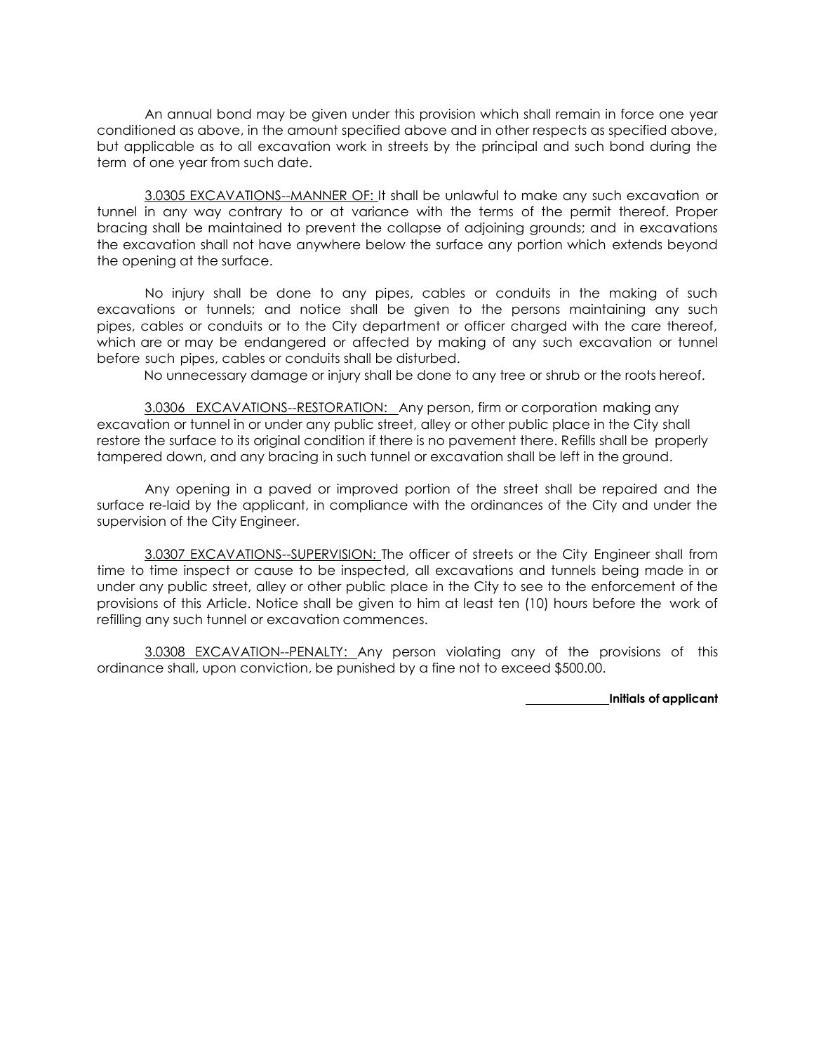An annual bond may be given under this provision which shall remain in force one year conditioned as above, in the amount specified above and in other respects as specified above, but applicable as to all excavation work in streets by the principal and such bond during the term of one year from such date.

3.0305 EXCAVATIONS--MANNER OF: It shall be unlawful to make any such excavation or tunnel in any way contrary to or at variance with the terms of the permit thereof. Proper bracing shall be maintained to prevent the collapse of adjoining grounds; and in excavations the excavation shall not have anywhere below the surface any portion which extends beyond the opening at the surface.

No injury shall be done to any pipes, cables or conduits in the making of such excavations or tunnels; and notice shall be given to the persons maintaining any such pipes, cables or conduits or to the City department or officer charged with the care thereof, which are or may be endangered or affected by making of any such excavation or tunnel before such pipes, cables or conduits shall be disturbed.

No unnecessary damage or injury shall be done to any tree or shrub or the roots hereof.

3.0306 EXCAVATIONS--RESTORATION: Any person, firm or corporation making any excavation or tunnel in or under any public street, alley or other public place in the City shall restore the surface to its original condition if there is no pavement there. Refills shall be properly tampered down, and any bracing in such tunnel or excavation shall be left in the ground.

Any opening in a paved or improved portion of the street shall be repaired and the surface re-laid by the applicant, in compliance with the ordinances of the City and under the supervision of the City Engineer.

3.0307 EXCAVATIONS--SUPERVISION: The officer of streets or the City Engineer shall from time to time inspect or cause to be inspected, all excavations and tunnels being made in or under any public street, alley or other public place in the City to see to the enforcement of the provisions of this Article. Notice shall be given to him at least ten (10) hours before the work of refilling any such tunnel or excavation commences.

3.0308 EXCAVATION--PENALTY: Any person violating any of the provisions of this ordinance shall, upon conviction, be punished by a fine not to exceed $500.00.

____________ **Initials of applicant**